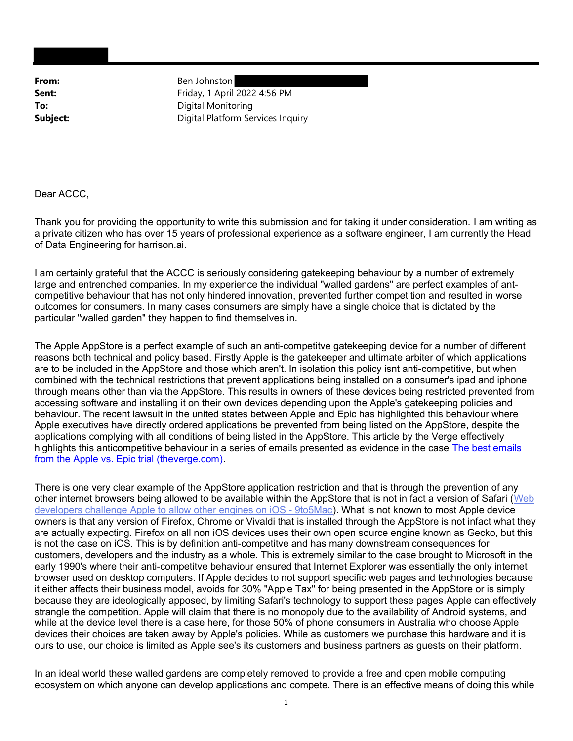**From:** Ben Johnston
**Sent:** Friday, 1 April 2022 4:56 PM
**To:** Digital Monitoring
**Subject:** Digital Platform Services Inquiry

Dear ACCC,

Thank you for providing the opportunity to write this submission and for taking it under consideration. I am writing as a private citizen who has over 15 years of professional experience as a software engineer, I am currently the Head of Data Engineering for harrison.ai.

I am certainly grateful that the ACCC is seriously considering gatekeeping behaviour by a number of extremely large and entrenched companies. In my experience the individual "walled gardens" are perfect examples of ant-competitive behaviour that has not only hindered innovation, prevented further competition and resulted in worse outcomes for consumers. In many cases consumers are simply have a single choice that is dictated by the particular "walled garden" they happen to find themselves in.

The Apple AppStore is a perfect example of such an anti-competitve gatekeeping device for a number of different reasons both technical and policy based. Firstly Apple is the gatekeeper and ultimate arbiter of which applications are to be included in the AppStore and those which aren't. In isolation this policy isnt anti-competitive, but when combined with the technical restrictions that prevent applications being installed on a consumer's ipad and iphone through means other than via the AppStore. This results in owners of these devices being restricted prevented from accessing software and installing it on their own devices depending upon the Apple's gatekeeping policies and behaviour. The recent lawsuit in the united states between Apple and Epic has highlighted this behaviour where Apple executives have directly ordered applications be prevented from being listed on the AppStore, despite the applications complying with all conditions of being listed in the AppStore. This article by the Verge effectively highlights this anticompetitive behaviour in a series of emails presented as evidence in the case [The best emails from the Apple vs. Epic trial (theverge.com)].

There is one very clear example of the AppStore application restriction and that is through the prevention of any other internet browsers being allowed to be available within the AppStore that is not in fact a version of Safari ([Web developers challenge Apple to allow other engines on iOS - 9to5Mac]). What is not known to most Apple device owners is that any version of Firefox, Chrome or Vivaldi that is installed through the AppStore is not infact what they are actually expecting. Firefox on all non iOS devices uses their own open source engine known as Gecko, but this is not the case on iOS. This is by definition anti-competitve and has many downstream consequences for customers, developers and the industry as a whole. This is extremely similar to the case brought to Microsoft in the early 1990's where their anti-competitve behaviour ensured that Internet Explorer was essentially the only internet browser used on desktop computers. If Apple decides to not support specific web pages and technologies because it either affects their business model, avoids for 30% "Apple Tax" for being presented in the AppStore or is simply because they are ideologically apposed, by limiting Safari's technology to support these pages Apple can effectively strangle the competition. Apple will claim that there is no monopoly due to the availability of Android systems, and while at the device level there is a case here, for those 50% of phone consumers in Australia who choose Apple devices their choices are taken away by Apple's policies. While as customers we purchase this hardware and it is ours to use, our choice is limited as Apple see's its customers and business partners as guests on their platform.

In an ideal world these walled gardens are completely removed to provide a free and open mobile computing ecosystem on which anyone can develop applications and compete. There is an effective means of doing this while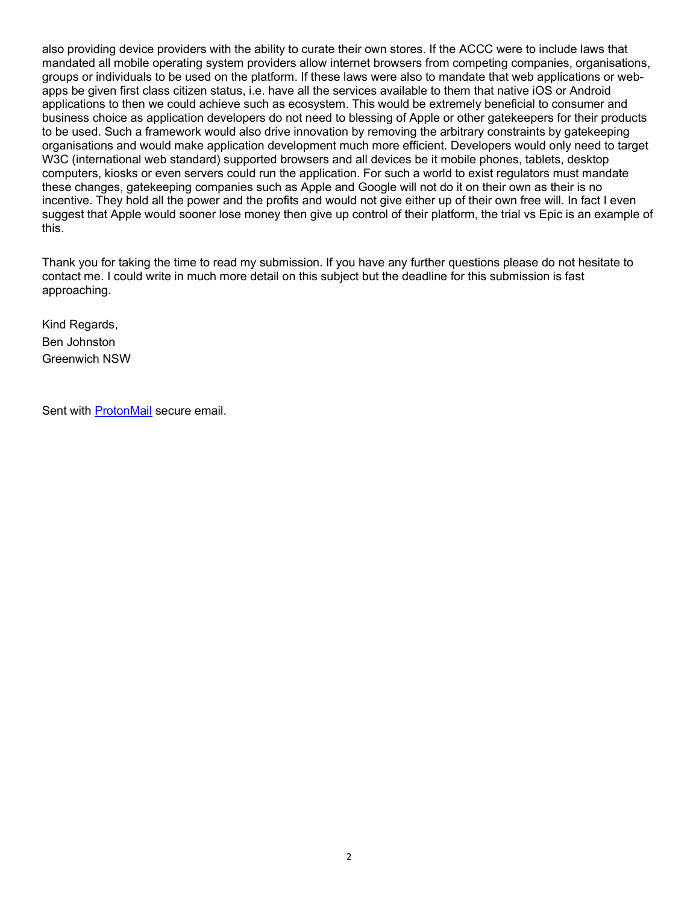also providing device providers with the ability to curate their own stores. If the ACCC were to include laws that mandated all mobile operating system providers allow internet browsers from competing companies, organisations, groups or individuals to be used on the platform. If these laws were also to mandate that web applications or web-apps be given first class citizen status, i.e. have all the services available to them that native iOS or Android applications to then we could achieve such as ecosystem. This would be extremely beneficial to consumer and business choice as application developers do not need to blessing of Apple or other gatekeepers for their products to be used. Such a framework would also drive innovation by removing the arbitrary constraints by gatekeeping organisations and would make application development much more efficient. Developers would only need to target W3C (international web standard) supported browsers and all devices be it mobile phones, tablets, desktop computers, kiosks or even servers could run the application. For such a world to exist regulators must mandate these changes, gatekeeping companies such as Apple and Google will not do it on their own as their is no incentive. They hold all the power and the profits and would not give either up of their own free will. In fact I even suggest that Apple would sooner lose money then give up control of their platform, the trial vs Epic is an example of this.

Thank you for taking the time to read my submission. If you have any further questions please do not hesitate to contact me. I could write in much more detail on this subject but the deadline for this submission is fast approaching.

Kind Regards,
Ben Johnston
Greenwich NSW

Sent with [ProtonMail](https://protonmail.com) secure email.